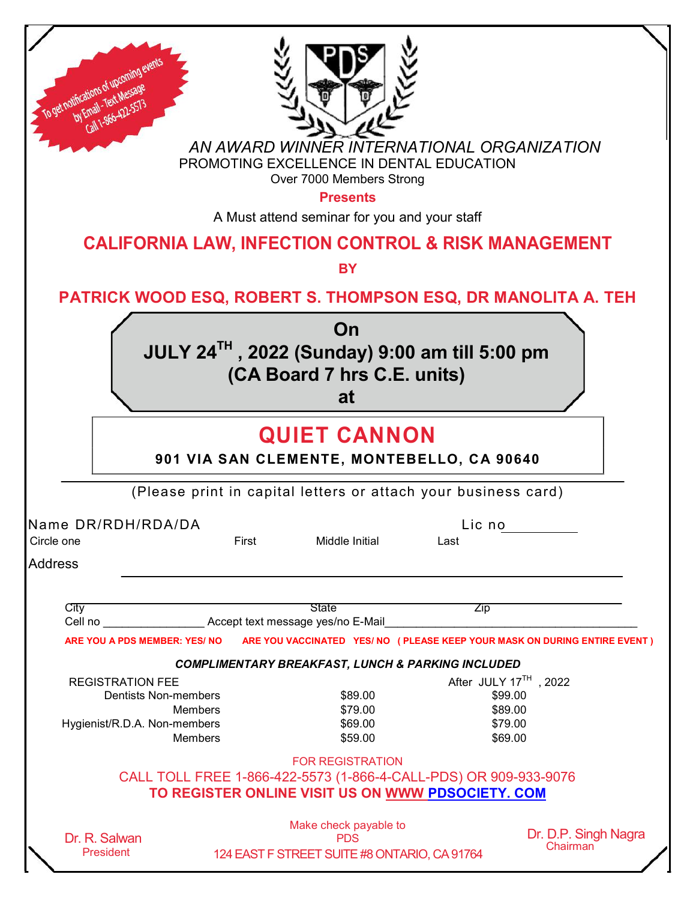To get notifications of upcoming events by Email - Text Message Call 1-866-422-5573

*AN AWARD WINNER INTERNATIONAL ORGANIZATION*

PROMOTING EXCELLENCE IN DENTAL EDUCATION

Over 7000 Members Strong

**Presents**

A Must attend seminar for you and your staff

# CALIFORNIA LAW, INFECTION CONTROL & RISK MANAGEMENT

**BY**

## PATRICK WOOD ESQ, ROBERT S. THOMPSON ESQ, DR MANOLITA A. TEH

**On**

**JULY 24TH , 2022 (Sunday) 9:00 am till 5:00 pm**

**(CA Board 7 hrs C.E. units)**

**at**

# QUIET CANNON

**901 VIA SAN CLEMENTE, MONTEBELLO, CA 90640**

(Please print in capital letters or attach your business card)

Name DR/RDH/RDA/DA (Circle one) First ______ Middle Initial ______ Last ______ Lic no __________

Address ____________________________________________

City ______________ State ______________ Zip ______________

Cell no ________________ Accept text message yes/no E-Mail________________________________________

**ARE YOU A PDS MEMBER: YES/ NO ARE YOU VACCINATED YES/ NO ( PLEASE KEEP YOUR MASK ON DURING ENTIRE EVENT )**

***COMPLIMENTARY BREAKFAST, LUNCH & PARKING INCLUDED***

| REGISTRATION FEE | | After JULY 17TH , 2022 |
|---|---|---|
| Dentists Non-members | $89.00 | $99.00 |
| Members | $79.00 | $89.00 |
| Hygienist/R.D.A. Non-members | $69.00 | $79.00 |
| Members | $59.00 | $69.00 |

FOR REGISTRATION

CALL TOLL FREE 1-866-422-5573 (1-866-4-CALL-PDS) OR 909-933-9076

**TO REGISTER ONLINE VISIT US ON WWW PDSOCIETY. COM**

Make check payable to PDS

124 EAST F STREET SUITE #8 ONTARIO, CA 91764

Dr. R. Salwan
President

Dr. D.P. Singh Nagra
Chairman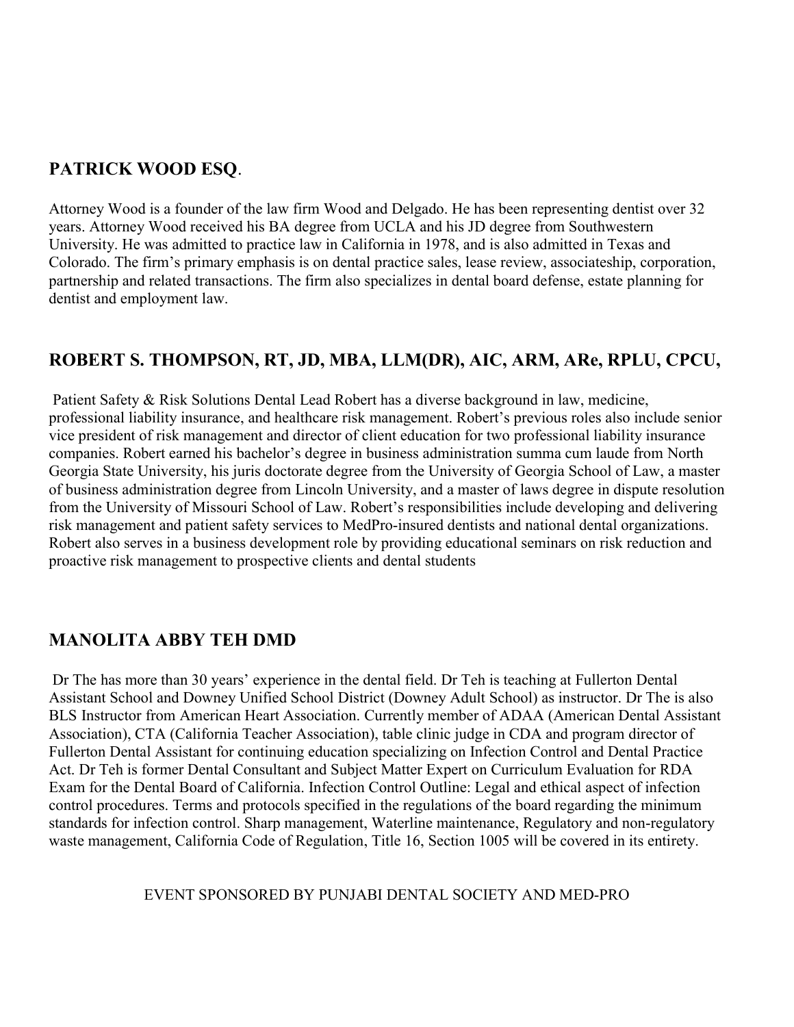## PATRICK WOOD ESQ.

Attorney Wood is a founder of the law firm Wood and Delgado. He has been representing dentist over 32 years. Attorney Wood received his BA degree from UCLA and his JD degree from Southwestern University. He was admitted to practice law in California in 1978, and is also admitted in Texas and Colorado. The firm's primary emphasis is on dental practice sales, lease review, associateship, corporation, partnership and related transactions. The firm also specializes in dental board defense, estate planning for dentist and employment law.

## ROBERT S. THOMPSON, RT, JD, MBA, LLM(DR), AIC, ARM, ARe, RPLU, CPCU,

Patient Safety & Risk Solutions Dental Lead Robert has a diverse background in law, medicine, professional liability insurance, and healthcare risk management. Robert's previous roles also include senior vice president of risk management and director of client education for two professional liability insurance companies. Robert earned his bachelor's degree in business administration summa cum laude from North Georgia State University, his juris doctorate degree from the University of Georgia School of Law, a master of business administration degree from Lincoln University, and a master of laws degree in dispute resolution from the University of Missouri School of Law. Robert's responsibilities include developing and delivering risk management and patient safety services to MedPro-insured dentists and national dental organizations. Robert also serves in a business development role by providing educational seminars on risk reduction and proactive risk management to prospective clients and dental students

## MANOLITA ABBY TEH DMD

Dr The has more than 30 years' experience in the dental field. Dr Teh is teaching at Fullerton Dental Assistant School and Downey Unified School District (Downey Adult School) as instructor. Dr The is also BLS Instructor from American Heart Association. Currently member of ADAA (American Dental Assistant Association), CTA (California Teacher Association), table clinic judge in CDA and program director of Fullerton Dental Assistant for continuing education specializing on Infection Control and Dental Practice Act. Dr Teh is former Dental Consultant and Subject Matter Expert on Curriculum Evaluation for RDA Exam for the Dental Board of California. Infection Control Outline: Legal and ethical aspect of infection control procedures. Terms and protocols specified in the regulations of the board regarding the minimum standards for infection control. Sharp management, Waterline maintenance, Regulatory and non-regulatory waste management, California Code of Regulation, Title 16, Section 1005 will be covered in its entirety.

EVENT SPONSORED BY PUNJABI DENTAL SOCIETY AND MED-PRO